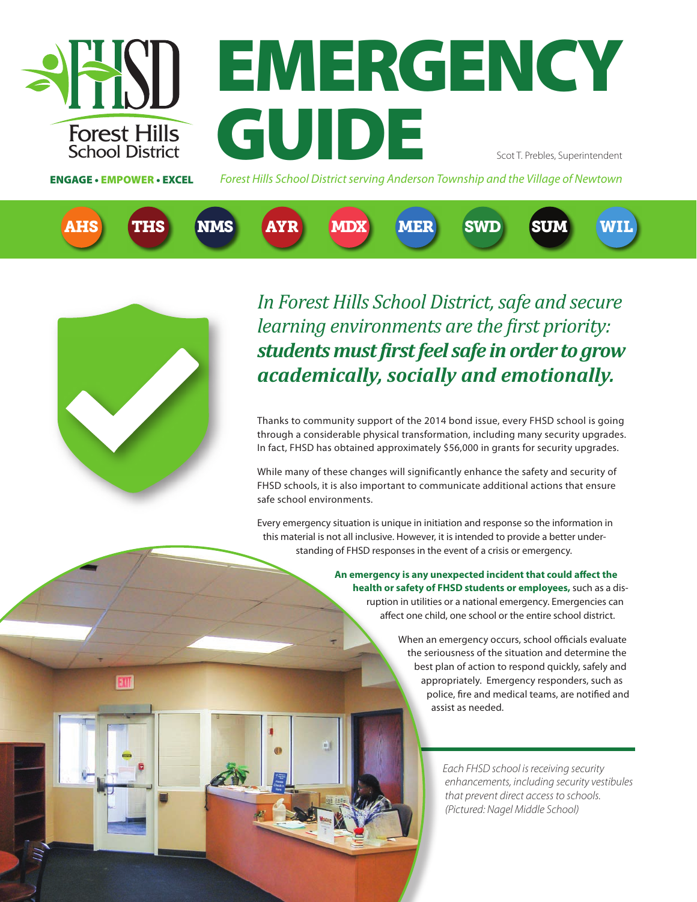FHSD Forest Hills School District

**ENGAGE • EMPOWER • EXCEL**

# EMERGENCY GUIDE

Scot T. Prebles, Superintendent

*Forest Hills School District serving Anderson Township and the Village of Newtown*

AHS THS NMS AYR MDX MER SWD SUM WIL

*In Forest Hills School District, safe and secure learning environments are the first priority: **students must first feel safe in order to grow academically, socially and emotionally.***

Thanks to community support of the 2014 bond issue, every FHSD school is going through a considerable physical transformation, including many security upgrades. In fact, FHSD has obtained approximately $56,000 in grants for security upgrades.

While many of these changes will significantly enhance the safety and security of FHSD schools, it is also important to communicate additional actions that ensure safe school environments.

Every emergency situation is unique in initiation and response so the information in this material is not all inclusive. However, it is intended to provide a better understanding of FHSD responses in the event of a crisis or emergency.

**An emergency is any unexpected incident that could affect the health or safety of FHSD students or employees,** such as a disruption in utilities or a national emergency. Emergencies can affect one child, one school or the entire school district.

When an emergency occurs, school officials evaluate the seriousness of the situation and determine the best plan of action to respond quickly, safely and appropriately. Emergency responders, such as police, fire and medical teams, are notified and assist as needed.

*Each FHSD school is receiving security enhancements, including security vestibules that prevent direct access to schools. (Pictured: Nagel Middle School)*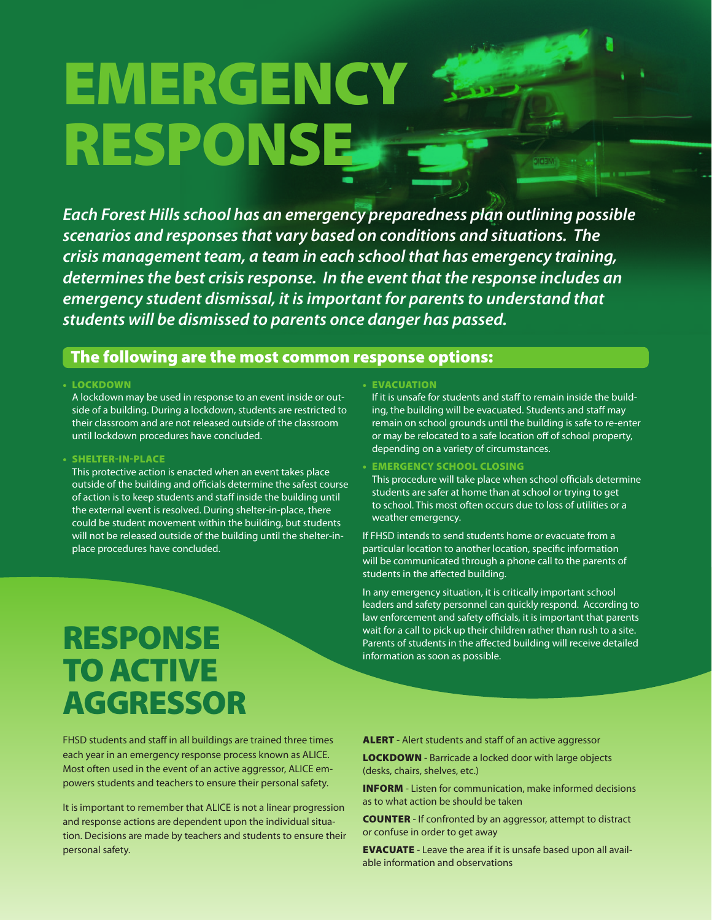# EMERGENCY RESPONSE

***Each Forest Hills school has an emergency preparedness plan outlining possible scenarios and responses that vary based on conditions and situations. The crisis management team, a team in each school that has emergency training, determines the best crisis response. In the event that the response includes an emergency student dismissal, it is important for parents to understand that students will be dismissed to parents once danger has passed.***

## The following are the most common response options:

- **LOCKDOWN**
  A lockdown may be used in response to an event inside or outside of a building. During a lockdown, students are restricted to their classroom and are not released outside of the classroom until lockdown procedures have concluded.

- **SHELTER-IN-PLACE**
  This protective action is enacted when an event takes place outside of the building and officials determine the safest course of action is to keep students and staff inside the building until the external event is resolved. During shelter-in-place, there could be student movement within the building, but students will not be released outside of the building until the shelter-in-place procedures have concluded.

- **EVACUATION**
  If it is unsafe for students and staff to remain inside the building, the building will be evacuated. Students and staff may remain on school grounds until the building is safe to re-enter or may be relocated to a safe location off of school property, depending on a variety of circumstances.

- **EMERGENCY SCHOOL CLOSING**
  This procedure will take place when school officials determine students are safer at home than at school or trying to get to school. This most often occurs due to loss of utilities or a weather emergency.

If FHSD intends to send students home or evacuate from a particular location to another location, specific information will be communicated through a phone call to the parents of students in the affected building.

In any emergency situation, it is critically important school leaders and safety personnel can quickly respond. According to law enforcement and safety officials, it is important that parents wait for a call to pick up their children rather than rush to a site. Parents of students in the affected building will receive detailed information as soon as possible.

# RESPONSE TO ACTIVE AGGRESSOR

FHSD students and staff in all buildings are trained three times each year in an emergency response process known as ALICE. Most often used in the event of an active aggressor, ALICE empowers students and teachers to ensure their personal safety.

It is important to remember that ALICE is not a linear progression and response actions are dependent upon the individual situation. Decisions are made by teachers and students to ensure their personal safety.

**ALERT** - Alert students and staff of an active aggressor

**LOCKDOWN** - Barricade a locked door with large objects (desks, chairs, shelves, etc.)

**INFORM** - Listen for communication, make informed decisions as to what action be should be taken

**COUNTER** - If confronted by an aggressor, attempt to distract or confuse in order to get away

**EVACUATE** - Leave the area if it is unsafe based upon all available information and observations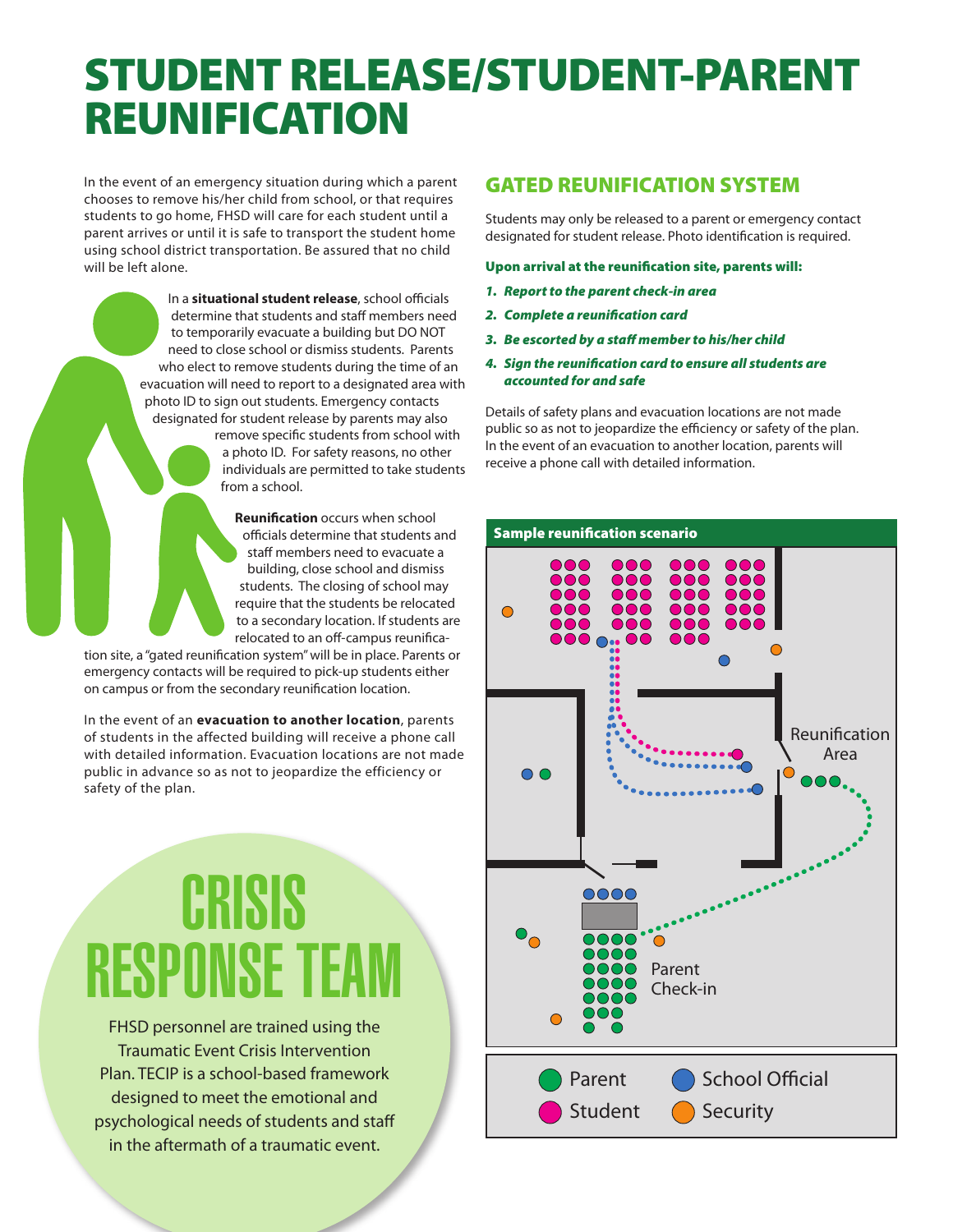# STUDENT RELEASE/STUDENT-PARENT REUNIFICATION

In the event of an emergency situation during which a parent chooses to remove his/her child from school, or that requires students to go home, FHSD will care for each student until a parent arrives or until it is safe to transport the student home using school district transportation. Be assured that no child will be left alone.

In a **situational student release**, school officials determine that students and staff members need to temporarily evacuate a building but DO NOT need to close school or dismiss students. Parents who elect to remove students during the time of an evacuation will need to report to a designated area with photo ID to sign out students. Emergency contacts designated for student release by parents may also remove specific students from school with a photo ID. For safety reasons, no other individuals are permitted to take students from a school.

**Reunification** occurs when school officials determine that students and staff members need to evacuate a building, close school and dismiss students. The closing of school may require that the students be relocated to a secondary location. If students are relocated to an off-campus reunification site, a "gated reunification system" will be in place. Parents or emergency contacts will be required to pick-up students either on campus or from the secondary reunification location.

In the event of an **evacuation to another location**, parents of students in the affected building will receive a phone call with detailed information. Evacuation locations are not made public in advance so as not to jeopardize the efficiency or safety of the plan.

## CRISIS RESPONSE TEAM

FHSD personnel are trained using the Traumatic Event Crisis Intervention Plan. TECIP is a school-based framework designed to meet the emotional and psychological needs of students and staff in the aftermath of a traumatic event.

## GATED REUNIFICATION SYSTEM

Students may only be released to a parent or emergency contact designated for student release. Photo identification is required.

**Upon arrival at the reunification site, parents will:**

1. ***Report to the parent check-in area***
2. ***Complete a reunification card***
3. ***Be escorted by a staff member to his/her child***
4. ***Sign the reunification card to ensure all students are accounted for and safe***

Details of safety plans and evacuation locations are not made public so as not to jeopardize the efficiency or safety of the plan. In the event of an evacuation to another location, parents will receive a phone call with detailed information.

**Sample reunification scenario**

Reunification Area

Parent Check-in

Parent · Student · School Official · Security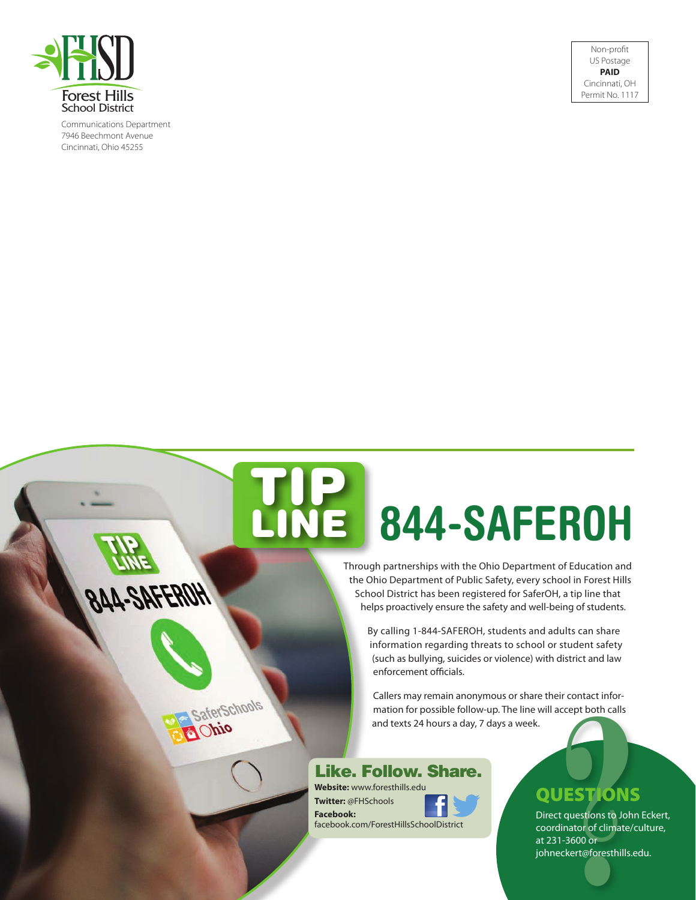Forest Hills School District

Communications Department
7946 Beechmont Avenue
Cincinnati, Ohio 45255

Non-profit
US Postage
**PAID**
Cincinnati, OH
Permit No. 1117

# TIP LINE 844-SAFEROH

Through partnerships with the Ohio Department of Education and the Ohio Department of Public Safety, every school in Forest Hills School District has been registered for SaferOH, a tip line that helps proactively ensure the safety and well-being of students.

By calling 1-844-SAFEROH, students and adults can share information regarding threats to school or student safety (such as bullying, suicides or violence) with district and law enforcement officials.

Callers may remain anonymous or share their contact information for possible follow-up. The line will accept both calls and texts 24 hours a day, 7 days a week.

## Like. Follow. Share.

**Website:** www.foresthills.edu
**Twitter:** @FHSchools
**Facebook:** facebook.com/ForestHillsSchoolDistrict

## QUESTIONS

Direct questions to John Eckert, coordinator of climate/culture, at 231-3600 or johneckert@foresthills.edu.